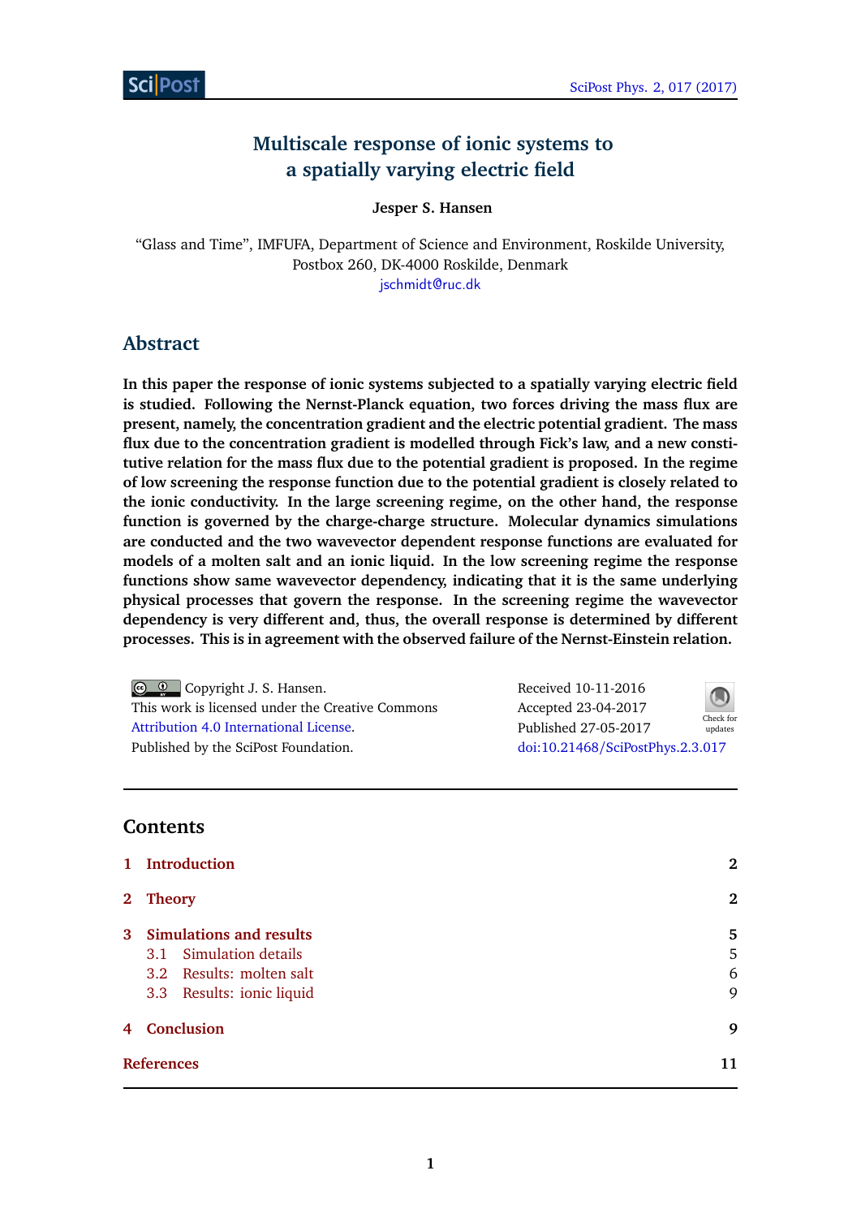# Multiscale response of ionic systems to a spatially varying electric field

**Jesper S. Hansen**

"Glass and Time", IMFUFA, Department of Science and Environment, Roskilde University, Postbox 260, DK-4000 Roskilde, Denmark
jschmidt@ruc.dk

## Abstract

**In this paper the response of ionic systems subjected to a spatially varying electric field is studied. Following the Nernst-Planck equation, two forces driving the mass flux are present, namely, the concentration gradient and the electric potential gradient. The mass flux due to the concentration gradient is modelled through Fick's law, and a new constitutive relation for the mass flux due to the potential gradient is proposed. In the regime of low screening the response function due to the potential gradient is closely related to the ionic conductivity. In the large screening regime, on the other hand, the response function is governed by the charge-charge structure. Molecular dynamics simulations are conducted and the two wavevector dependent response functions are evaluated for models of a molten salt and an ionic liquid. In the low screening regime the response functions show same wavevector dependency, indicating that it is the same underlying physical processes that govern the response. In the screening regime the wavevector dependency is very different and, thus, the overall response is determined by different processes. This is in agreement with the observed failure of the Nernst-Einstein relation.**

Copyright J. S. Hansen.
This work is licensed under the Creative Commons Attribution 4.0 International License.
Published by the SciPost Foundation.

Received 10-11-2016
Accepted 23-04-2017
Published 27-05-2017
doi:10.21468/SciPostPhys.2.3.017

## Contents

| | | |
|---|---|---|
| 1 | Introduction | 2 |
| 2 | Theory | 2 |
| 3 | Simulations and results | 5 |
| 3.1 | Simulation details | 5 |
| 3.2 | Results: molten salt | 6 |
| 3.3 | Results: ionic liquid | 9 |
| 4 | Conclusion | 9 |
| | References | 11 |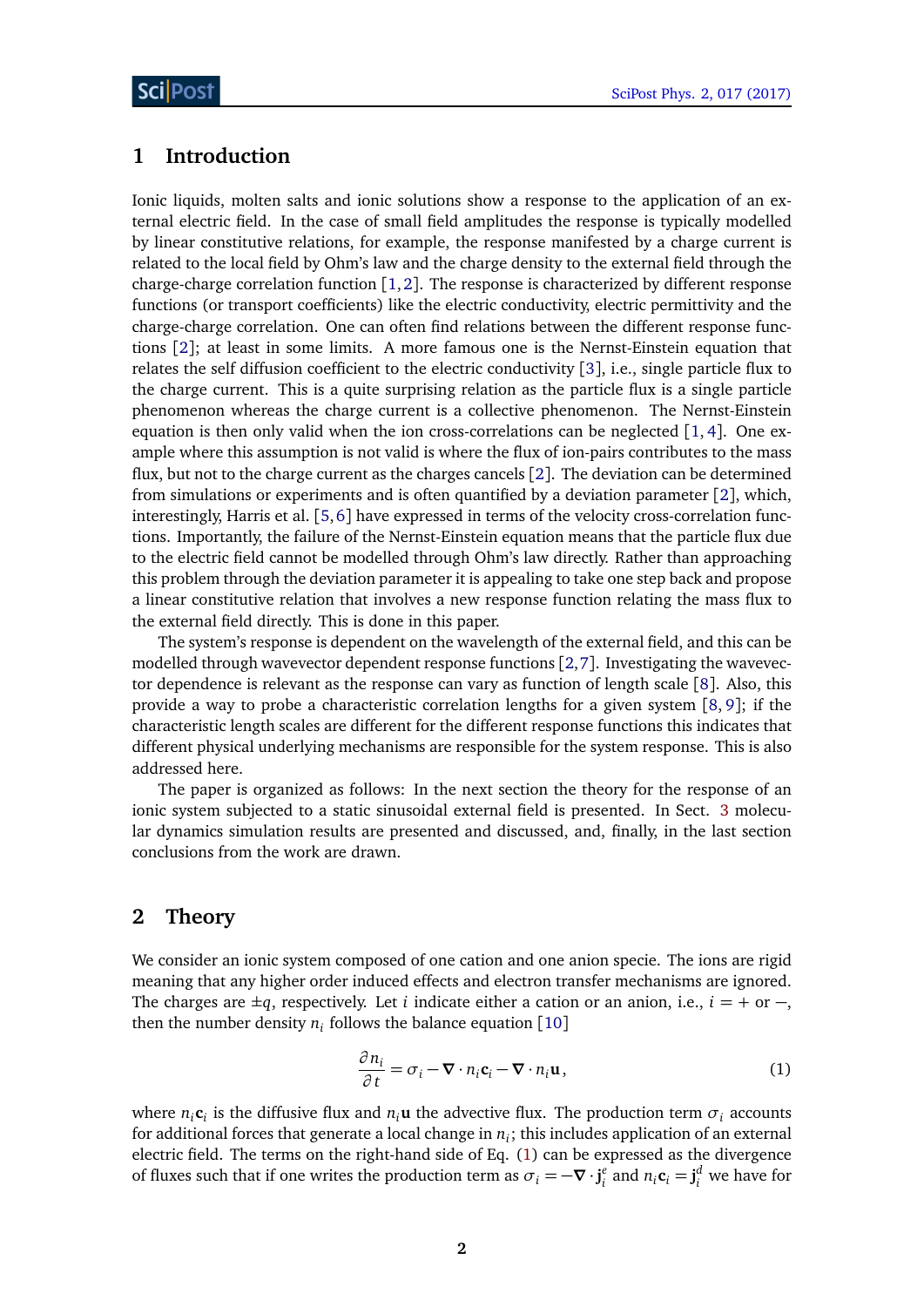## 1 Introduction

Ionic liquids, molten salts and ionic solutions show a response to the application of an external electric field. In the case of small field amplitudes the response is typically modelled by linear constitutive relations, for example, the response manifested by a charge current is related to the local field by Ohm's law and the charge density to the external field through the charge-charge correlation function [1,2]. The response is characterized by different response functions (or transport coefficients) like the electric conductivity, electric permittivity and the charge-charge correlation. One can often find relations between the different response functions [2]; at least in some limits. A more famous one is the Nernst-Einstein equation that relates the self diffusion coefficient to the electric conductivity [3], i.e., single particle flux to the charge current. This is a quite surprising relation as the particle flux is a single particle phenomenon whereas the charge current is a collective phenomenon. The Nernst-Einstein equation is then only valid when the ion cross-correlations can be neglected [1,4]. One example where this assumption is not valid is where the flux of ion-pairs contributes to the mass flux, but not to the charge current as the charges cancel [2]. The deviation can be determined from simulations or experiments and is often quantified by a deviation parameter [2], which, interestingly, Harris et al. [5,6] have expressed in terms of the velocity cross-correlation functions. Importantly, the failure of the Nernst-Einstein equation means that the particle flux due to the electric field cannot be modelled through Ohm's law directly. Rather than approaching this problem through the deviation parameter it is appealing to take one step back and propose a linear constitutive relation that involves a new response function relating the mass flux to the external field directly. This is done in this paper.

The system's response is dependent on the wavelength of the external field, and this can be modelled through wavevector dependent response functions [2,7]. Investigating the wavevector dependence is relevant as the response can vary as function of length scale [8]. Also, this provide a way to probe a characteristic correlation lengths for a given system [8,9]; if the characteristic length scales are different for the different response functions this indicates that different physical underlying mechanisms are responsible for the system response. This is also addressed here.

The paper is organized as follows: In the next section the theory for the response of an ionic system subjected to a static sinusoidal external field is presented. In Sect. 3 molecular dynamics simulation results are presented and discussed, and, finally, in the last section conclusions from the work are drawn.

## 2 Theory

We consider an ionic system composed of one cation and one anion specie. The ions are rigid meaning that any higher order induced effects and electron transfer mechanisms are ignored. The charges are $\pm q$, respectively. Let $i$ indicate either a cation or an anion, i.e., $i = +$ or $-$, then the number density $n_i$ follows the balance equation [10]

$$\frac{\partial n_i}{\partial t} = \sigma_i - \boldsymbol{\nabla} \cdot n_i \mathbf{c}_i - \boldsymbol{\nabla} \cdot n_i \mathbf{u}\,, \tag{1}$$

where $n_i \mathbf{c}_i$ is the diffusive flux and $n_i \mathbf{u}$ the advective flux. The production term $\sigma_i$ accounts for additional forces that generate a local change in $n_i$; this includes application of an external electric field. The terms on the right-hand side of Eq. (1) can be expressed as the divergence of fluxes such that if one writes the production term as $\sigma_i = -\boldsymbol{\nabla} \cdot \mathbf{j}_i^e$ and $n_i \mathbf{c}_i = \mathbf{j}_i^d$ we have for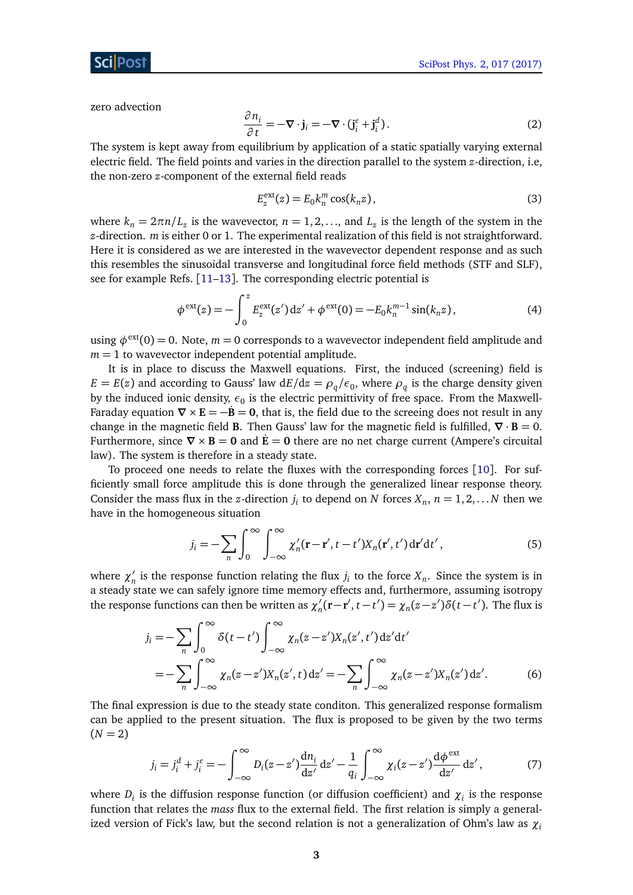zero advection

$$\frac{\partial n_i}{\partial t} = -\nabla \cdot \mathbf{j}_i = -\nabla \cdot (\mathbf{j}_i^e + \mathbf{j}_i^d). \tag{2}$$

The system is kept away from equilibrium by application of a static spatially varying external electric field. The field points and varies in the direction parallel to the system $z$-direction, i.e, the non-zero $z$-component of the external field reads

$$E_z^{\text{ext}}(z) = E_0 k_n^m \cos(k_n z), \tag{3}$$

where $k_n = 2\pi n/L_z$ is the wavevector, $n = 1, 2, \ldots$, and $L_z$ is the length of the system in the $z$-direction. $m$ is either 0 or 1. The experimental realization of this field is not straightforward. Here it is considered as we are interested in the wavevector dependent response and as such this resembles the sinusoidal transverse and longitudinal force field methods (STF and SLF), see for example Refs. [11–13]. The corresponding electric potential is

$$\phi^{\text{ext}}(z) = -\int_0^z E_z^{\text{ext}}(z')\,\mathrm{d}z' + \phi^{\text{ext}}(0) = -E_0 k_n^{m-1}\sin(k_n z), \tag{4}$$

using $\phi^{\text{ext}}(0) = 0$. Note, $m = 0$ corresponds to a wavevector independent field amplitude and $m = 1$ to wavevector independent potential amplitude.

It is in place to discuss the Maxwell equations. First, the induced (screening) field is $E = E(z)$ and according to Gauss' law $\mathrm{d}E/\mathrm{d}z = \rho_q/\epsilon_0$, where $\rho_q$ is the charge density given by the induced ionic density, $\epsilon_0$ is the electric permittivity of free space. From the Maxwell-Faraday equation $\nabla \times \mathbf{E} = -\dot{\mathbf{B}} = \mathbf{0}$, that is, the field due to the screeing does not result in any change in the magnetic field $\mathbf{B}$. Then Gauss' law for the magnetic field is fulfilled, $\nabla \cdot \mathbf{B} = 0$. Furthermore, since $\nabla \times \mathbf{B} = \mathbf{0}$ and $\dot{\mathbf{E}} = \mathbf{0}$ there are no net charge current (Ampere's circuital law). The system is therefore in a steady state.

To proceed one needs to relate the fluxes with the corresponding forces [10]. For sufficiently small force amplitude this is done through the generalized linear response theory. Consider the mass flux in the $z$-direction $j_i$ to depend on $N$ forces $X_n$, $n = 1, 2, \ldots N$ then we have in the homogeneous situation

$$j_i = -\sum_n \int_0^\infty \int_{-\infty}^\infty \chi_n'(\mathbf{r}-\mathbf{r}', t-t') X_n(\mathbf{r}', t')\,\mathrm{d}\mathbf{r}'\mathrm{d}t', \tag{5}$$

where $\chi_n'$ is the response function relating the flux $j_i$ to the force $X_n$. Since the system is in a steady state we can safely ignore time memory effects and, furthermore, assuming isotropy the response functions can then be written as $\chi_n'(\mathbf{r}-\mathbf{r}', t-t') = \chi_n(z-z')\delta(t-t')$. The flux is

$$\begin{aligned}
j_i &= -\sum_n \int_0^\infty \delta(t-t') \int_{-\infty}^\infty \chi_n(z-z') X_n(z', t')\,\mathrm{d}z'\mathrm{d}t' \\
&= -\sum_n \int_{-\infty}^\infty \chi_n(z-z') X_n(z', t)\,\mathrm{d}z' = -\sum_n \int_{-\infty}^\infty \chi_n(z-z') X_n(z')\,\mathrm{d}z'.
\end{aligned} \tag{6}$$

The final expression is due to the steady state conditon. This generalized response formalism can be applied to the present situation. The flux is proposed to be given by the two terms ($N = 2$)

$$j_i = j_i^d + j_i^e = -\int_{-\infty}^\infty D_i(z-z')\frac{\mathrm{d}n_i}{\mathrm{d}z'}\,\mathrm{d}z' - \frac{1}{q_i}\int_{-\infty}^\infty \chi_i(z-z')\frac{\mathrm{d}\phi^{\text{ext}}}{\mathrm{d}z'}\,\mathrm{d}z', \tag{7}$$

where $D_i$ is the diffusion response function (or diffusion coefficient) and $\chi_i$ is the response function that relates the *mass* flux to the external field. The first relation is simply a generalized version of Fick's law, but the second relation is not a generalization of Ohm's law as $\chi_i$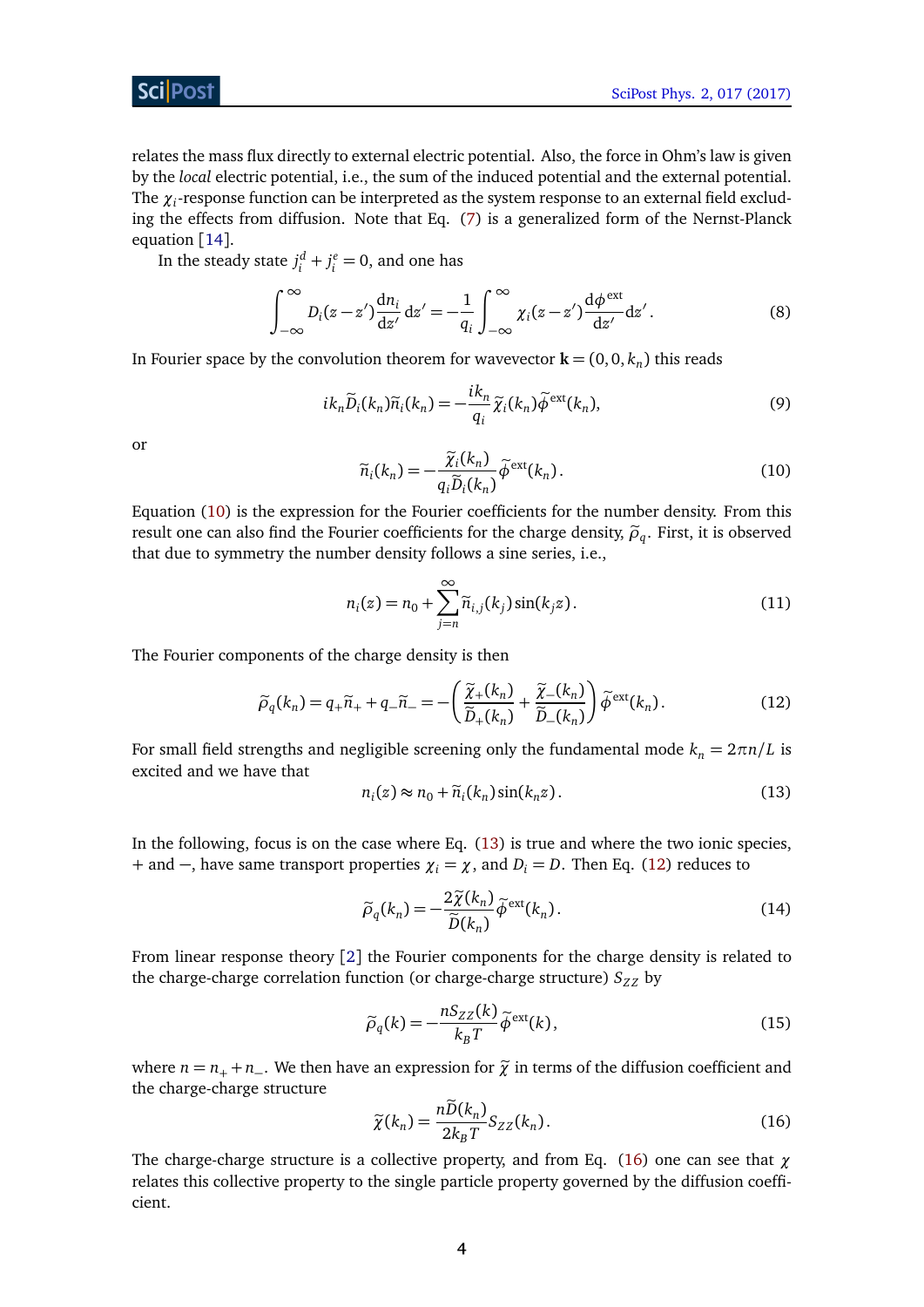relates the mass flux directly to external electric potential. Also, the force in Ohm's law is given by the *local* electric potential, i.e., the sum of the induced potential and the external potential. The $\chi_i$-response function can be interpreted as the system response to an external field excluding the effects from diffusion. Note that Eq. (7) is a generalized form of the Nernst-Planck equation [14].

In the steady state $j_i^d + j_i^e = 0$, and one has

$$\int_{-\infty}^{\infty} D_i(z-z')\frac{\mathrm{d}n_i}{\mathrm{d}z'}\,\mathrm{d}z' = -\frac{1}{q_i}\int_{-\infty}^{\infty} \chi_i(z-z')\frac{\mathrm{d}\phi^{\mathrm{ext}}}{\mathrm{d}z'}\mathrm{d}z'\,. \tag{8}$$

In Fourier space by the convolution theorem for wavevector $\mathbf{k} = (0, 0, k_n)$ this reads

$$ik_n\widetilde{D}_i(k_n)\widetilde{n}_i(k_n) = -\frac{ik_n}{q_i}\widetilde{\chi}_i(k_n)\widetilde{\phi}^{\mathrm{ext}}(k_n), \tag{9}$$

or

$$\widetilde{n}_i(k_n) = -\frac{\widetilde{\chi}_i(k_n)}{q_i\widetilde{D}_i(k_n)}\widetilde{\phi}^{\mathrm{ext}}(k_n)\,. \tag{10}$$

Equation (10) is the expression for the Fourier coefficients for the number density. From this result one can also find the Fourier coefficients for the charge density, $\widetilde{\rho}_q$. First, it is observed that due to symmetry the number density follows a sine series, i.e.,

$$n_i(z) = n_0 + \sum_{j=n}^{\infty}\widetilde{n}_{i,j}(k_j)\sin(k_j z)\,. \tag{11}$$

The Fourier components of the charge density is then

$$\widetilde{\rho}_q(k_n) = q_+\widetilde{n}_+ + q_-\widetilde{n}_- = -\left(\frac{\widetilde{\chi}_+(k_n)}{\widetilde{D}_+(k_n)} + \frac{\widetilde{\chi}_-(k_n)}{\widetilde{D}_-(k_n)}\right)\widetilde{\phi}^{\mathrm{ext}}(k_n)\,. \tag{12}$$

For small field strengths and negligible screening only the fundamental mode $k_n = 2\pi n/L$ is excited and we have that

$$n_i(z) \approx n_0 + \widetilde{n}_i(k_n)\sin(k_n z)\,. \tag{13}$$

In the following, focus is on the case where Eq. (13) is true and where the two ionic species, $+$ and $-$, have same transport properties $\chi_i = \chi$, and $D_i = D$. Then Eq. (12) reduces to

$$\widetilde{\rho}_q(k_n) = -\frac{2\widetilde{\chi}(k_n)}{\widetilde{D}(k_n)}\widetilde{\phi}^{\mathrm{ext}}(k_n)\,. \tag{14}$$

From linear response theory [2] the Fourier components for the charge density is related to the charge-charge correlation function (or charge-charge structure) $S_{ZZ}$ by

$$\widetilde{\rho}_q(k) = -\frac{nS_{ZZ}(k)}{k_BT}\widetilde{\phi}^{\mathrm{ext}}(k)\,, \tag{15}$$

where $n = n_+ + n_-$. We then have an expression for $\widetilde{\chi}$ in terms of the diffusion coefficient and the charge-charge structure

$$\widetilde{\chi}(k_n) = \frac{n\widetilde{D}(k_n)}{2k_BT}S_{ZZ}(k_n)\,. \tag{16}$$

The charge-charge structure is a collective property, and from Eq. (16) one can see that $\chi$ relates this collective property to the single particle property governed by the diffusion coefficient.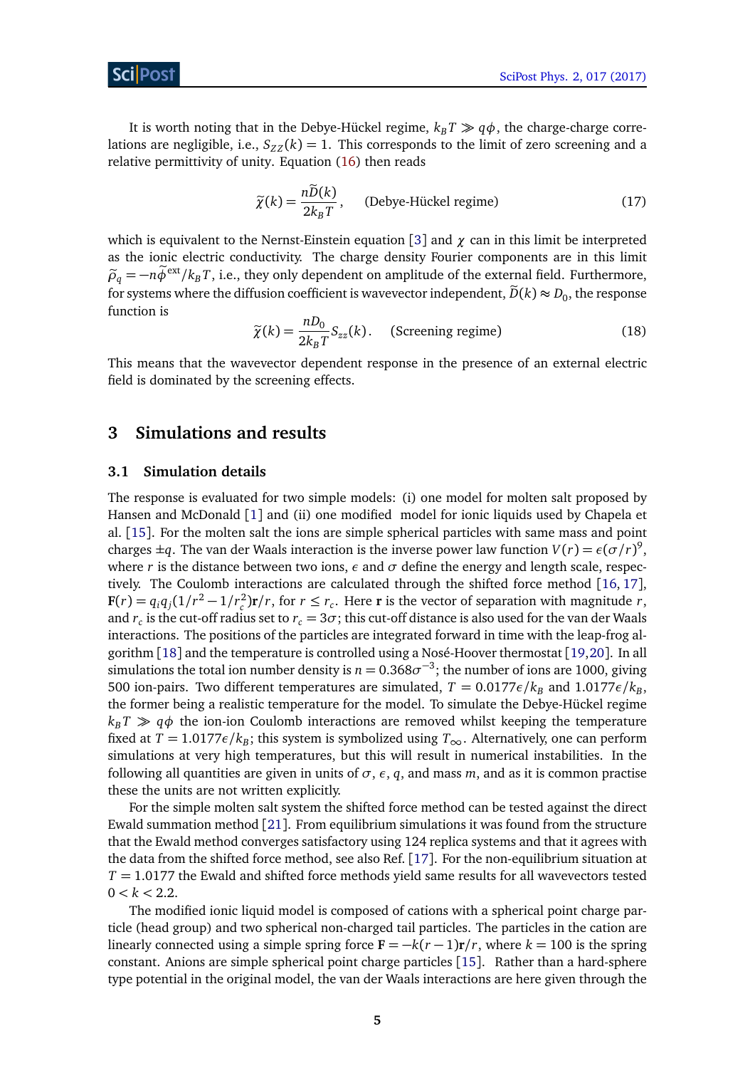It is worth noting that in the Debye-Hückel regime, $k_B T \gg q\phi$, the charge-charge correlations are negligible, i.e., $S_{ZZ}(k) = 1$. This corresponds to the limit of zero screening and a relative permittivity of unity. Equation (16) then reads

$$\widetilde{\chi}(k) = \frac{n\widetilde{D}(k)}{2k_B T}, \quad \text{(Debye-Hückel regime)} \tag{17}$$

which is equivalent to the Nernst-Einstein equation [3] and $\chi$ can in this limit be interpreted as the ionic electric conductivity. The charge density Fourier components are in this limit $\widetilde{\rho}_q = -n\widetilde{\phi}^{\text{ext}}/k_B T$, i.e., they only dependent on amplitude of the external field. Furthermore, for systems where the diffusion coefficient is wavevector independent, $\widetilde{D}(k) \approx D_0$, the response function is

$$\widetilde{\chi}(k) = \frac{nD_0}{2k_B T} S_{zz}(k). \quad \text{(Screening regime)} \tag{18}$$

This means that the wavevector dependent response in the presence of an external electric field is dominated by the screening effects.

## 3 Simulations and results

### 3.1 Simulation details

The response is evaluated for two simple models: (i) one model for molten salt proposed by Hansen and McDonald [1] and (ii) one modified model for ionic liquids used by Chapela et al. [15]. For the molten salt the ions are simple spherical particles with same mass and point charges $\pm q$. The van der Waals interaction is the inverse power law function $V(r) = \epsilon(\sigma/r)^9$, where $r$ is the distance between two ions, $\epsilon$ and $\sigma$ define the energy and length scale, respectively. The Coulomb interactions are calculated through the shifted force method [16, 17], $\mathbf{F}(r) = q_i q_j (1/r^2 - 1/r_c^2)\mathbf{r}/r$, for $r \leq r_c$. Here $\mathbf{r}$ is the vector of separation with magnitude $r$, and $r_c$ is the cut-off radius set to $r_c = 3\sigma$; this cut-off distance is also used for the van der Waals interactions. The positions of the particles are integrated forward in time with the leap-frog algorithm [18] and the temperature is controlled using a Nosé-Hoover thermostat [19,20]. In all simulations the total ion number density is $n = 0.368\sigma^{-3}$; the number of ions are 1000, giving 500 ion-pairs. Two different temperatures are simulated, $T = 0.0177\epsilon/k_B$ and $1.0177\epsilon/k_B$, the former being a realistic temperature for the model. To simulate the Debye-Hückel regime $k_B T \gg q\phi$ the ion-ion Coulomb interactions are removed whilst keeping the temperature fixed at $T = 1.0177\epsilon/k_B$; this system is symbolized using $T_\infty$. Alternatively, one can perform simulations at very high temperatures, but this will result in numerical instabilities. In the following all quantities are given in units of $\sigma$, $\epsilon$, $q$, and mass $m$, and as it is common practise these the units are not written explicitly.

For the simple molten salt system the shifted force method can be tested against the direct Ewald summation method [21]. From equilibrium simulations it was found from the structure that the Ewald method converges satisfactory using 124 replica systems and that it agrees with the data from the shifted force method, see also Ref. [17]. For the non-equilibrium situation at $T = 1.0177$ the Ewald and shifted force methods yield same results for all wavevectors tested $0 < k < 2.2$.

The modified ionic liquid model is composed of cations with a spherical point charge particle (head group) and two spherical non-charged tail particles. The particles in the cation are linearly connected using a simple spring force $\mathbf{F} = -k(r-1)\mathbf{r}/r$, where $k = 100$ is the spring constant. Anions are simple spherical point charge particles [15]. Rather than a hard-sphere type potential in the original model, the van der Waals interactions are here given through the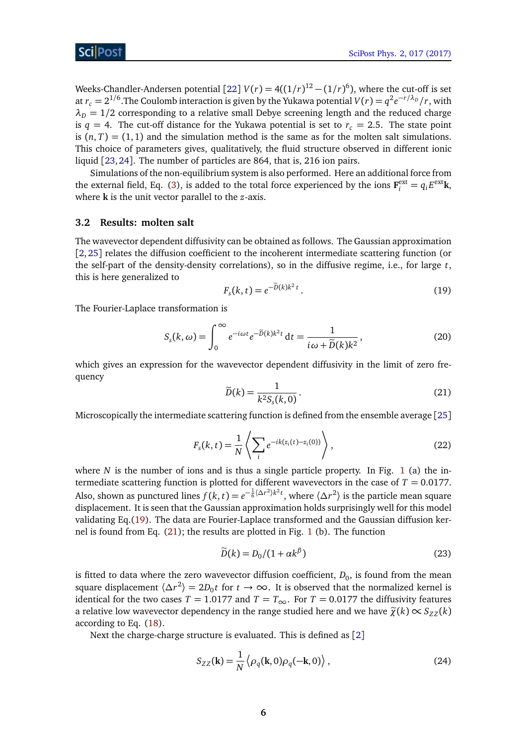Weeks-Chandler-Andersen potential [22] $V(r) = 4((1/r)^{12} - (1/r)^6)$, where the cut-off is set at $r_c = 2^{1/6}$.The Coulomb interaction is given by the Yukawa potential $V(r) = q^2 e^{-r/\lambda_D}/r$, with $\lambda_D = 1/2$ corresponding to a relative small Debye screening length and the reduced charge is $q = 4$. The cut-off distance for the Yukawa potential is set to $r_c = 2.5$. The state point is $(n, T) = (1, 1)$ and the simulation method is the same as for the molten salt simulations. This choice of parameters gives, qualitatively, the fluid structure observed in different ionic liquid [23, 24]. The number of particles are 864, that is, 216 ion pairs.

Simulations of the non-equilibrium system is also performed. Here an additional force from the external field, Eq. (3), is added to the total force experienced by the ions $\mathbf{F}_i^{\mathrm{ext}} = q_i E^{\mathrm{ext}}\mathbf{k}$, where $\mathbf{k}$ is the unit vector parallel to the $z$-axis.

### 3.2 Results: molten salt

The wavevector dependent diffusivity can be obtained as follows. The Gaussian approximation [2, 25] relates the diffusion coefficient to the incoherent intermediate scattering function (or the self-part of the density-density correlations), so in the diffusive regime, i.e., for large $t$, this is here generalized to

$$F_s(k,t) = e^{-\widetilde{D}(k)k^2\,t}\,. \tag{19}$$

The Fourier-Laplace transformation is

$$S_s(k,\omega) = \int_0^\infty e^{-i\omega t} e^{-\widetilde{D}(k)k^2 t}\,\mathrm{d}t = \frac{1}{i\omega + \widetilde{D}(k)k^2}\,, \tag{20}$$

which gives an expression for the wavevector dependent diffusivity in the limit of zero frequency

$$\widetilde{D}(k) = \frac{1}{k^2 S_s(k,0)}\,. \tag{21}$$

Microscopically the intermediate scattering function is defined from the ensemble average [25]

$$F_s(k,t) = \frac{1}{N}\left\langle \sum_i e^{-ik(z_i(t)-z_i(0))} \right\rangle\,, \tag{22}$$

where $N$ is the number of ions and is thus a single particle property. In Fig. 1 (a) the intermediate scattering function is plotted for different wavevectors in the case of $T = 0.0177$. Also, shown as punctured lines $f(k,t) = e^{-\frac{1}{6}\langle \Delta r^2\rangle k^2 t}$, where $\langle \Delta r^2 \rangle$ is the particle mean square displacement. It is seen that the Gaussian approximation holds surprisingly well for this model validating Eq.(19). The data are Fourier-Laplace transformed and the Gaussian diffusion kernel is found from Eq. (21); the results are plotted in Fig. 1 (b). The function

$$\widetilde{D}(k) = D_0/(1 + \alpha k^\beta) \tag{23}$$

is fitted to data where the zero wavevector diffusion coefficient, $D_0$, is found from the mean square displacement $\langle \Delta r^2 \rangle = 2D_0 t$ for $t \to \infty$. It is observed that the normalized kernel is identical for the two cases $T = 1.0177$ and $T = T_\infty$. For $T = 0.0177$ the diffusivity features a relative low wavevector dependency in the range studied here and we have $\widetilde{\chi}(k) \propto S_{ZZ}(k)$ according to Eq. (18).

Next the charge-charge structure is evaluated. This is defined as [2]

$$S_{ZZ}(\mathbf{k}) = \frac{1}{N}\left\langle \rho_q(\mathbf{k},0)\rho_q(-\mathbf{k},0)\right\rangle\,, \tag{24}$$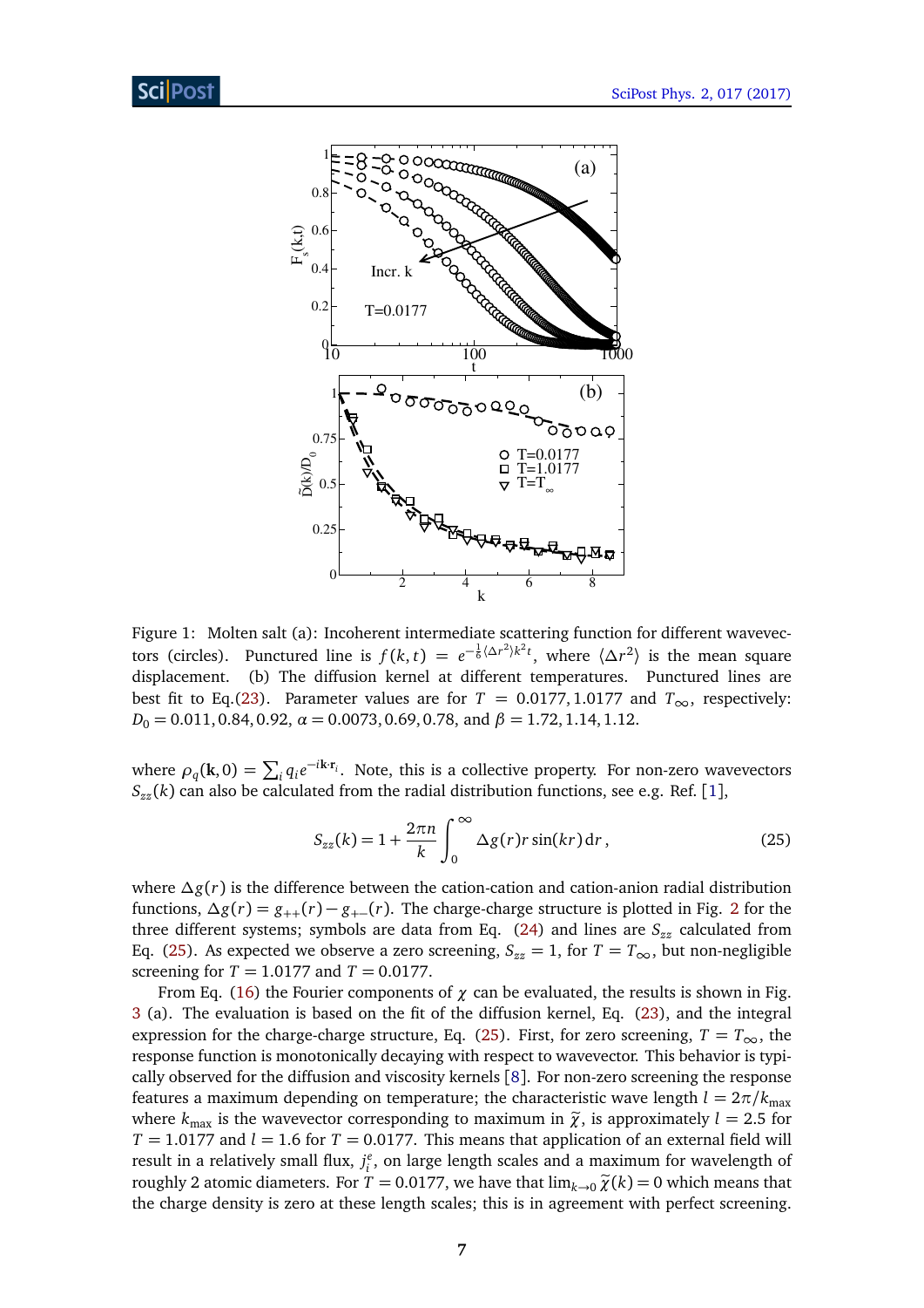Figure 1: Molten salt (a): Incoherent intermediate scattering function for different wavevectors (circles). Punctured line is $f(k,t) = e^{-\frac{1}{6}\langle\Delta r^2\rangle k^2 t}$, where $\langle\Delta r^2\rangle$ is the mean square displacement. (b) The diffusion kernel at different temperatures. Punctured lines are best fit to Eq.(23). Parameter values are for $T = 0.0177, 1.0177$ and $T_\infty$, respectively: $D_0 = 0.011, 0.84, 0.92$, $\alpha = 0.0073, 0.69, 0.78$, and $\beta = 1.72, 1.14, 1.12$.

where $\rho_q(\mathbf{k},0) = \sum_i q_i e^{-i\mathbf{k}\cdot\mathbf{r}_i}$. Note, this is a collective property. For non-zero wavevectors $S_{zz}(k)$ can also be calculated from the radial distribution functions, see e.g. Ref. [1],

$$S_{zz}(k) = 1 + \frac{2\pi n}{k}\int_0^\infty \Delta g(r) r \sin(kr)\,\mathrm{d}r\,, \tag{25}$$

where $\Delta g(r)$ is the difference between the cation-cation and cation-anion radial distribution functions, $\Delta g(r) = g_{++}(r) - g_{+-}(r)$. The charge-charge structure is plotted in Fig. 2 for the three different systems; symbols are data from Eq. (24) and lines are $S_{zz}$ calculated from Eq. (25). As expected we observe a zero screening, $S_{zz} = 1$, for $T = T_\infty$, but non-negligible screening for $T = 1.0177$ and $T = 0.0177$.

From Eq. (16) the Fourier components of $\chi$ can be evaluated, the results is shown in Fig. 3 (a). The evaluation is based on the fit of the diffusion kernel, Eq. (23), and the integral expression for the charge-charge structure, Eq. (25). First, for zero screening, $T = T_\infty$, the response function is monotonically decaying with respect to wavevector. This behavior is typically observed for the diffusion and viscosity kernels [8]. For non-zero screening the response features a maximum depending on temperature; the characteristic wave length $l = 2\pi/k_{\text{max}}$ where $k_{\text{max}}$ is the wavevector corresponding to maximum in $\widetilde{\chi}$, is approximately $l = 2.5$ for $T = 1.0177$ and $l = 1.6$ for $T = 0.0177$. This means that application of an external field will result in a relatively small flux, $j_i^e$, on large length scales and a maximum for wavelength of roughly 2 atomic diameters. For $T = 0.0177$, we have that $\lim_{k\to 0}\widetilde{\chi}(k) = 0$ which means that the charge density is zero at these length scales; this is in agreement with perfect screening.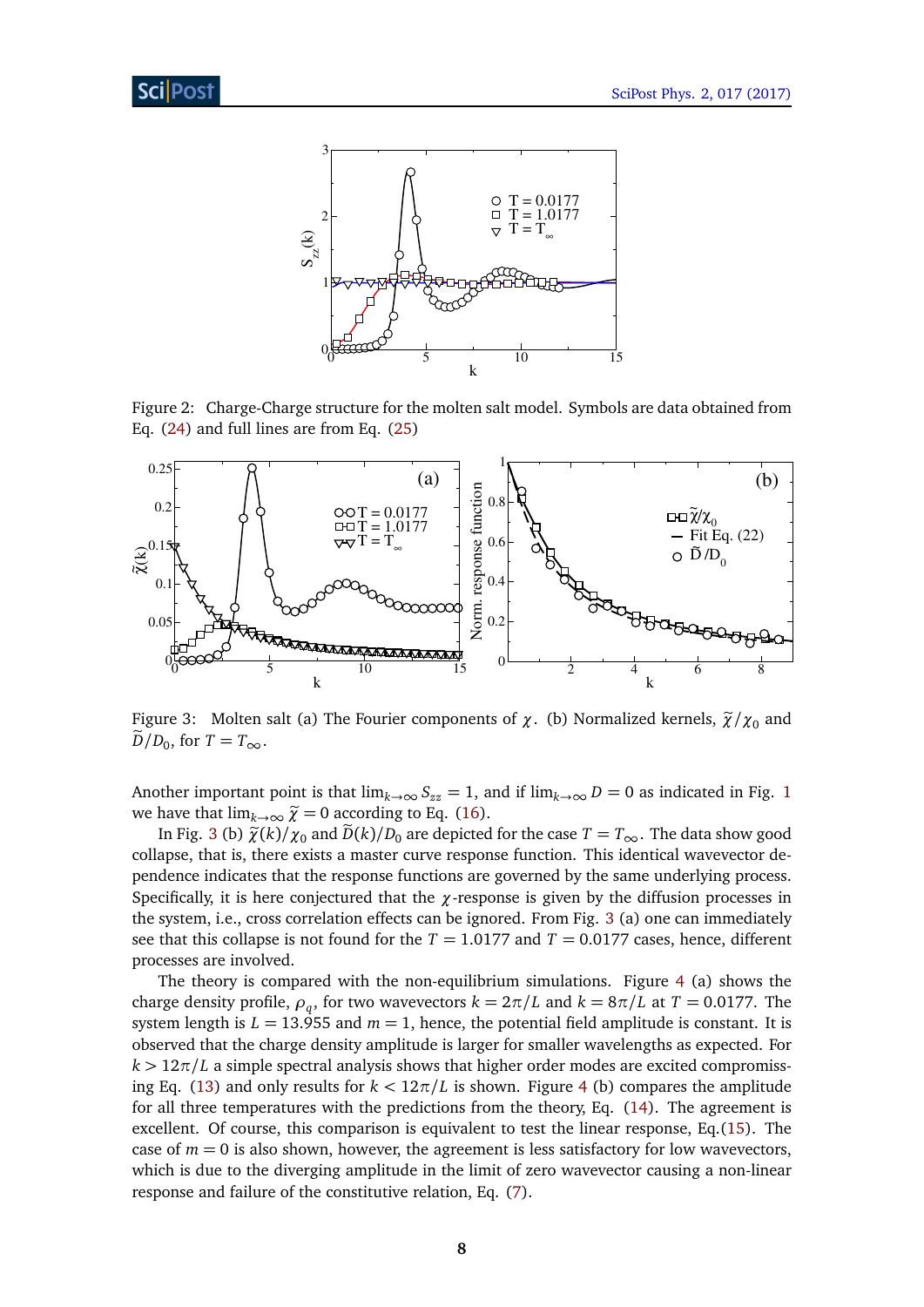Figure 2: Charge-Charge structure for the molten salt model. Symbols are data obtained from Eq. (24) and full lines are from Eq. (25)

Figure 3: Molten salt (a) The Fourier components of $\chi$. (b) Normalized kernels, $\widetilde{\chi}/\chi_0$ and $\widetilde{D}/D_0$, for $T = T_\infty$.

Another important point is that $\lim_{k\to\infty} S_{zz} = 1$, and if $\lim_{k\to\infty} D = 0$ as indicated in Fig. 1 we have that $\lim_{k\to\infty} \widetilde{\chi} = 0$ according to Eq. (16).

In Fig. 3 (b) $\widetilde{\chi}(k)/\chi_0$ and $\widetilde{D}(k)/D_0$ are depicted for the case $T = T_\infty$. The data show good collapse, that is, there exists a master curve response function. This identical wavevector dependence indicates that the response functions are governed by the same underlying process. Specifically, it is here conjectured that the $\chi$-response is given by the diffusion processes in the system, i.e., cross correlation effects can be ignored. From Fig. 3 (a) one can immediately see that this collapse is not found for the $T = 1.0177$ and $T = 0.0177$ cases, hence, different processes are involved.

The theory is compared with the non-equilibrium simulations. Figure 4 (a) shows the charge density profile, $\rho_q$, for two wavevectors $k = 2\pi/L$ and $k = 8\pi/L$ at $T = 0.0177$. The system length is $L = 13.955$ and $m = 1$, hence, the potential field amplitude is constant. It is observed that the charge density amplitude is larger for smaller wavelengths as expected. For $k > 12\pi/L$ a simple spectral analysis shows that higher order modes are excited compromissing Eq. (13) and only results for $k < 12\pi/L$ is shown. Figure 4 (b) compares the amplitude for all three temperatures with the predictions from the theory, Eq. (14). The agreement is excellent. Of course, this comparison is equivalent to test the linear response, Eq.(15). The case of $m = 0$ is also shown, however, the agreement is less satisfactory for low wavevectors, which is due to the diverging amplitude in the limit of zero wavevector causing a non-linear response and failure of the constitutive relation, Eq. (7).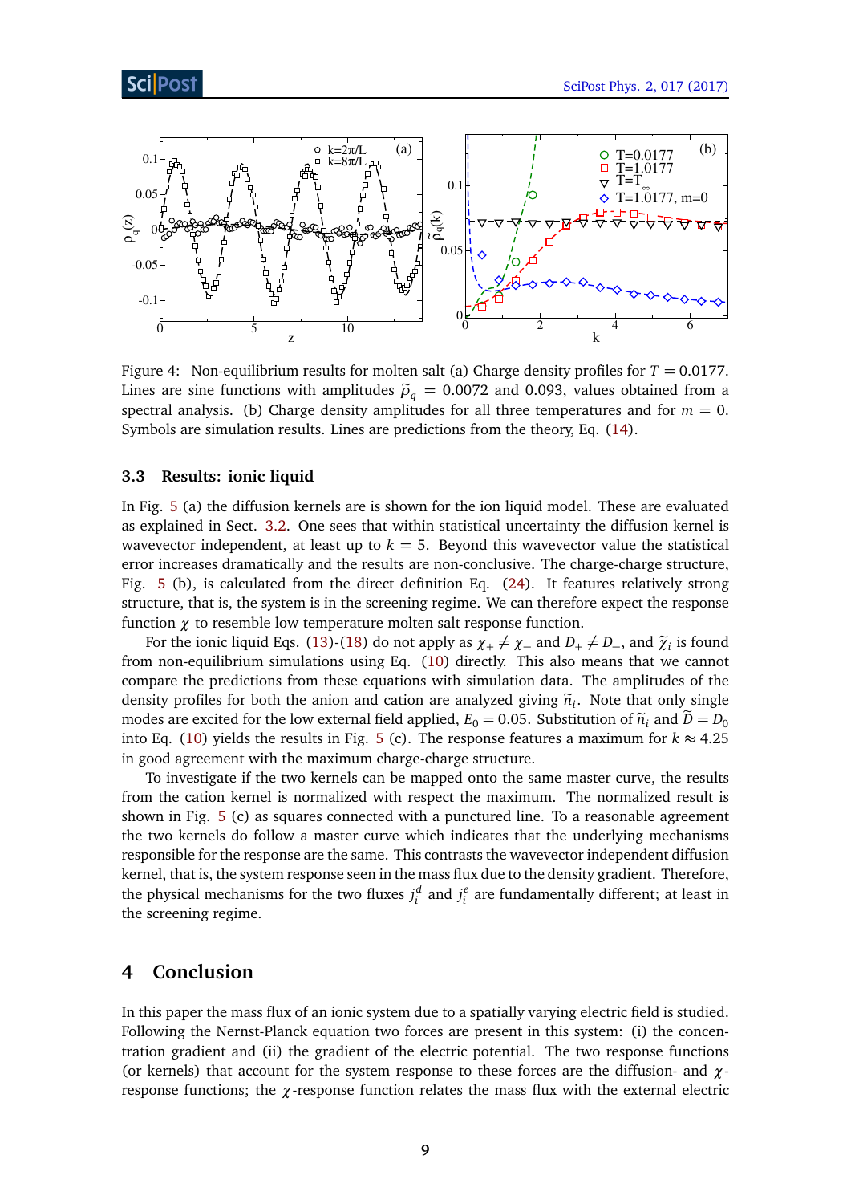Figure 4: Non-equilibrium results for molten salt (a) Charge density profiles for $T = 0.0177$. Lines are sine functions with amplitudes $\widetilde{\rho}_q = 0.0072$ and 0.093, values obtained from a spectral analysis. (b) Charge density amplitudes for all three temperatures and for $m = 0$. Symbols are simulation results. Lines are predictions from the theory, Eq. (14).

### 3.3 Results: ionic liquid

In Fig. 5 (a) the diffusion kernels are is shown for the ion liquid model. These are evaluated as explained in Sect. 3.2. One sees that within statistical uncertainty the diffusion kernel is wavevector independent, at least up to $k = 5$. Beyond this wavevector value the statistical error increases dramatically and the results are non-conclusive. The charge-charge structure, Fig. 5 (b), is calculated from the direct definition Eq. (24). It features relatively strong structure, that is, the system is in the screening regime. We can therefore expect the response function $\chi$ to resemble low temperature molten salt response function.

For the ionic liquid Eqs. (13)-(18) do not apply as $\chi_+ \neq \chi_-$ and $D_+ \neq D_-$, and $\widetilde{\chi}_i$ is found from non-equilibrium simulations using Eq. (10) directly. This also means that we cannot compare the predictions from these equations with simulation data. The amplitudes of the density profiles for both the anion and cation are analyzed giving $\widetilde{n}_i$. Note that only single modes are excited for the low external field applied, $E_0 = 0.05$. Substitution of $\widetilde{n}_i$ and $\widetilde{D} = D_0$ into Eq. (10) yields the results in Fig. 5 (c). The response features a maximum for $k \approx 4.25$ in good agreement with the maximum charge-charge structure.

To investigate if the two kernels can be mapped onto the same master curve, the results from the cation kernel is normalized with respect the maximum. The normalized result is shown in Fig. 5 (c) as squares connected with a punctured line. To a reasonable agreement the two kernels do follow a master curve which indicates that the underlying mechanisms responsible for the response are the same. This contrasts the wavevector independent diffusion kernel, that is, the system response seen in the mass flux due to the density gradient. Therefore, the physical mechanisms for the two fluxes $j_i^d$ and $j_i^e$ are fundamentally different; at least in the screening regime.

## 4 Conclusion

In this paper the mass flux of an ionic system due to a spatially varying electric field is studied. Following the Nernst-Planck equation two forces are present in this system: (i) the concentration gradient and (ii) the gradient of the electric potential. The two response functions (or kernels) that account for the system response to these forces are the diffusion- and $\chi$-response functions; the $\chi$-response function relates the mass flux with the external electric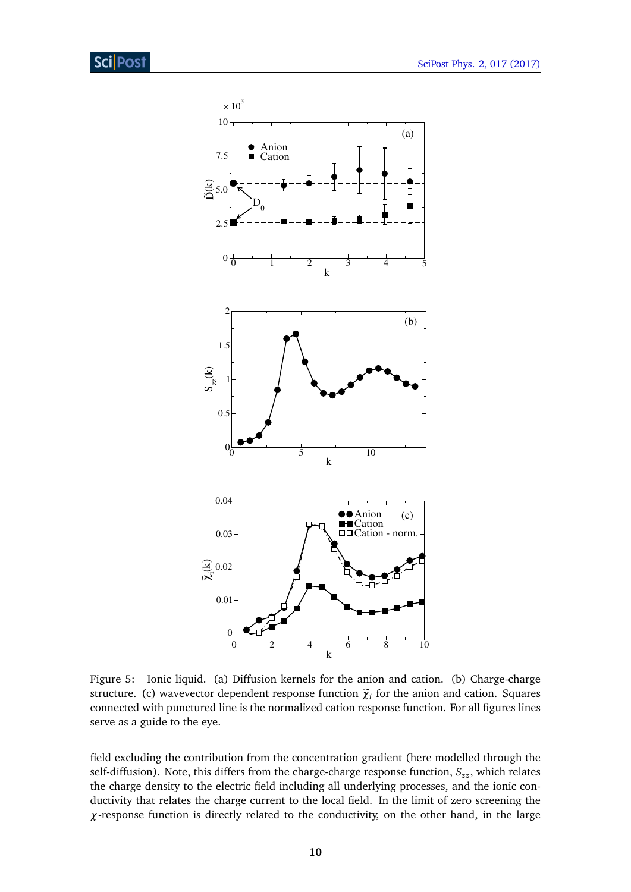Figure 5: Ionic liquid. (a) Diffusion kernels for the anion and cation. (b) Charge-charge structure. (c) wavevector dependent response function $\tilde{\chi}_i$ for the anion and cation. Squares connected with punctured line is the normalized cation response function. For all figures lines serve as a guide to the eye.

field excluding the contribution from the concentration gradient (here modelled through the self-diffusion). Note, this differs from the charge-charge response function, $S_{zz}$, which relates the charge density to the electric field including all underlying processes, and the ionic conductivity that relates the charge current to the local field. In the limit of zero screening the $\chi$-response function is directly related to the conductivity, on the other hand, in the large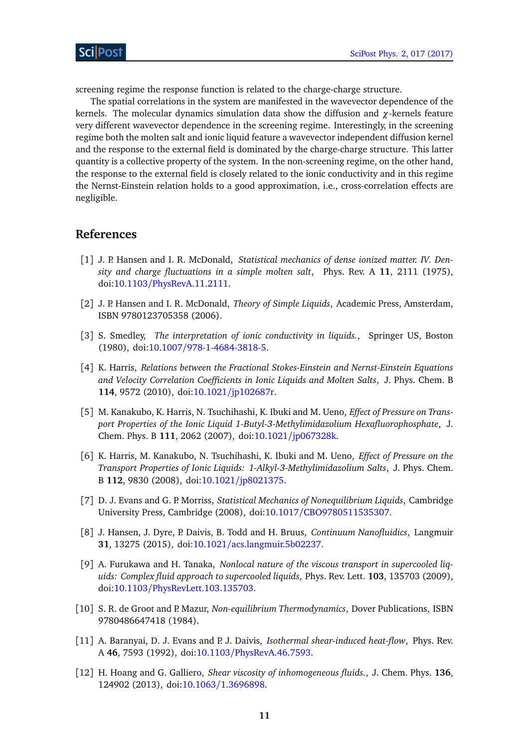screening regime the response function is related to the charge-charge structure.

The spatial correlations in the system are manifested in the wavevector dependence of the kernels. The molecular dynamics simulation data show the diffusion and $\chi$-kernels feature very different wavevector dependence in the screening regime. Interestingly, in the screening regime both the molten salt and ionic liquid feature a wavevector independent diffusion kernel and the response to the external field is dominated by the charge-charge structure. This latter quantity is a collective property of the system. In the non-screening regime, on the other hand, the response to the external field is closely related to the ionic conductivity and in this regime the Nernst-Einstein relation holds to a good approximation, i.e., cross-correlation effects are negligible.

## References

[1] J. P. Hansen and I. R. McDonald, *Statistical mechanics of dense ionized matter. IV. Density and charge fluctuations in a simple molten salt*, Phys. Rev. A **11**, 2111 (1975), doi:10.1103/PhysRevA.11.2111.

[2] J. P. Hansen and I. R. McDonald, *Theory of Simple Liquids*, Academic Press, Amsterdam, ISBN 9780123705358 (2006).

[3] S. Smedley, *The interpretation of ionic conductivity in liquids.*, Springer US, Boston (1980), doi:10.1007/978-1-4684-3818-5.

[4] K. Harris, *Relations between the Fractional Stokes-Einstein and Nernst-Einstein Equations and Velocity Correlation Coefficients in Ionic Liquids and Molten Salts*, J. Phys. Chem. B **114**, 9572 (2010), doi:10.1021/jp102687r.

[5] M. Kanakubo, K. Harris, N. Tsuchihashi, K. Ibuki and M. Ueno, *Effect of Pressure on Transport Properties of the Ionic Liquid 1-Butyl-3-Methylimidazolium Hexafluorophosphate*, J. Chem. Phys. B **111**, 2062 (2007), doi:10.1021/jp067328k.

[6] K. Harris, M. Kanakubo, N. Tsuchihashi, K. Ibuki and M. Ueno, *Effect of Pressure on the Transport Properties of Ionic Liquids: 1-Alkyl-3-Methylimidazolium Salts*, J. Phys. Chem. B **112**, 9830 (2008), doi:10.1021/jp8021375.

[7] D. J. Evans and G. P. Morriss, *Statistical Mechanics of Nonequilibrium Liquids*, Cambridge University Press, Cambridge (2008), doi:10.1017/CBO9780511535307.

[8] J. Hansen, J. Dyre, P. Daivis, B. Todd and H. Bruus, *Continuum Nanofluidics*, Langmuir **31**, 13275 (2015), doi:10.1021/acs.langmuir.5b02237.

[9] A. Furukawa and H. Tanaka, *Nonlocal nature of the viscous transport in supercooled liquids: Complex fluid approach to supercooled liquids*, Phys. Rev. Lett. **103**, 135703 (2009), doi:10.1103/PhysRevLett.103.135703.

[10] S. R. de Groot and P. Mazur, *Non-equilibrium Thermodynamics*, Dover Publications, ISBN 9780486647418 (1984).

[11] A. Baranyai, D. J. Evans and P. J. Daivis, *Isothermal shear-induced heat-flow*, Phys. Rev. A **46**, 7593 (1992), doi:10.1103/PhysRevA.46.7593.

[12] H. Hoang and G. Galliero, *Shear viscosity of inhomogeneous fluids.*, J. Chem. Phys. **136**, 124902 (2013), doi:10.1063/1.3696898.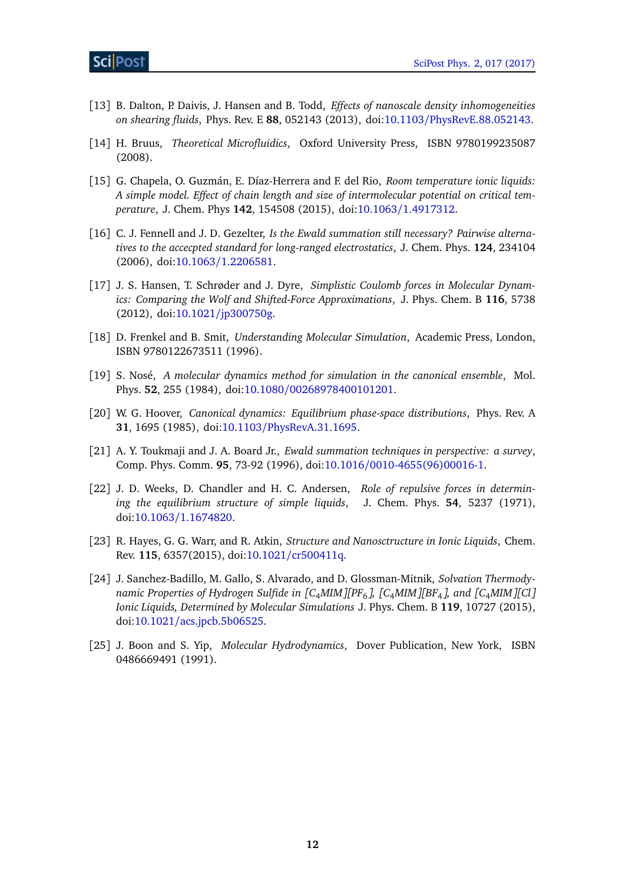[13] B. Dalton, P. Daivis, J. Hansen and B. Todd, *Effects of nanoscale density inhomogeneities on shearing fluids*, Phys. Rev. E **88**, 052143 (2013), doi:10.1103/PhysRevE.88.052143.

[14] H. Bruus, *Theoretical Microfluidics*, Oxford University Press, ISBN 9780199235087 (2008).

[15] G. Chapela, O. Guzmán, E. Díaz-Herrera and F. del Rio, *Room temperature ionic liquids: A simple model. Effect of chain length and size of intermolecular potential on critical temperature*, J. Chem. Phys **142**, 154508 (2015), doi:10.1063/1.4917312.

[16] C. J. Fennell and J. D. Gezelter, *Is the Ewald summation still necessary? Pairwise alternatives to the accecpted standard for long-ranged electrostatics*, J. Chem. Phys. **124**, 234104 (2006), doi:10.1063/1.2206581.

[17] J. S. Hansen, T. Schrøder and J. Dyre, *Simplistic Coulomb forces in Molecular Dynamics: Comparing the Wolf and Shifted-Force Approximations*, J. Phys. Chem. B **116**, 5738 (2012), doi:10.1021/jp300750g.

[18] D. Frenkel and B. Smit, *Understanding Molecular Simulation*, Academic Press, London, ISBN 9780122673511 (1996).

[19] S. Nosé, *A molecular dynamics method for simulation in the canonical ensemble*, Mol. Phys. **52**, 255 (1984), doi:10.1080/00268978400101201.

[20] W. G. Hoover, *Canonical dynamics: Equilibrium phase-space distributions*, Phys. Rev. A **31**, 1695 (1985), doi:10.1103/PhysRevA.31.1695.

[21] A. Y. Toukmaji and J. A. Board Jr., *Ewald summation techniques in perspective: a survey*, Comp. Phys. Comm. **95**, 73-92 (1996), doi:10.1016/0010-4655(96)00016-1.

[22] J. D. Weeks, D. Chandler and H. C. Andersen, *Role of repulsive forces in determining the equilibrium structure of simple liquids*, J. Chem. Phys. **54**, 5237 (1971), doi:10.1063/1.1674820.

[23] R. Hayes, G. G. Warr, and R. Atkin, *Structure and Nanosctructure in Ionic Liquids*, Chem. Rev. **115**, 6357(2015), doi:10.1021/cr500411q.

[24] J. Sanchez-Badillo, M. Gallo, S. Alvarado, and D. Glossman-Mitnik, *Solvation Thermodynamic Properties of Hydrogen Sulfide in [$C_4$MIM][$PF_6$], [$C_4$MIM][$BF_4$], and [$C_4$MIM][Cl] Ionic Liquids, Determined by Molecular Simulations* J. Phys. Chem. B **119**, 10727 (2015), doi:10.1021/acs.jpcb.5b06525.

[25] J. Boon and S. Yip, *Molecular Hydrodynamics*, Dover Publication, New York, ISBN 0486669491 (1991).